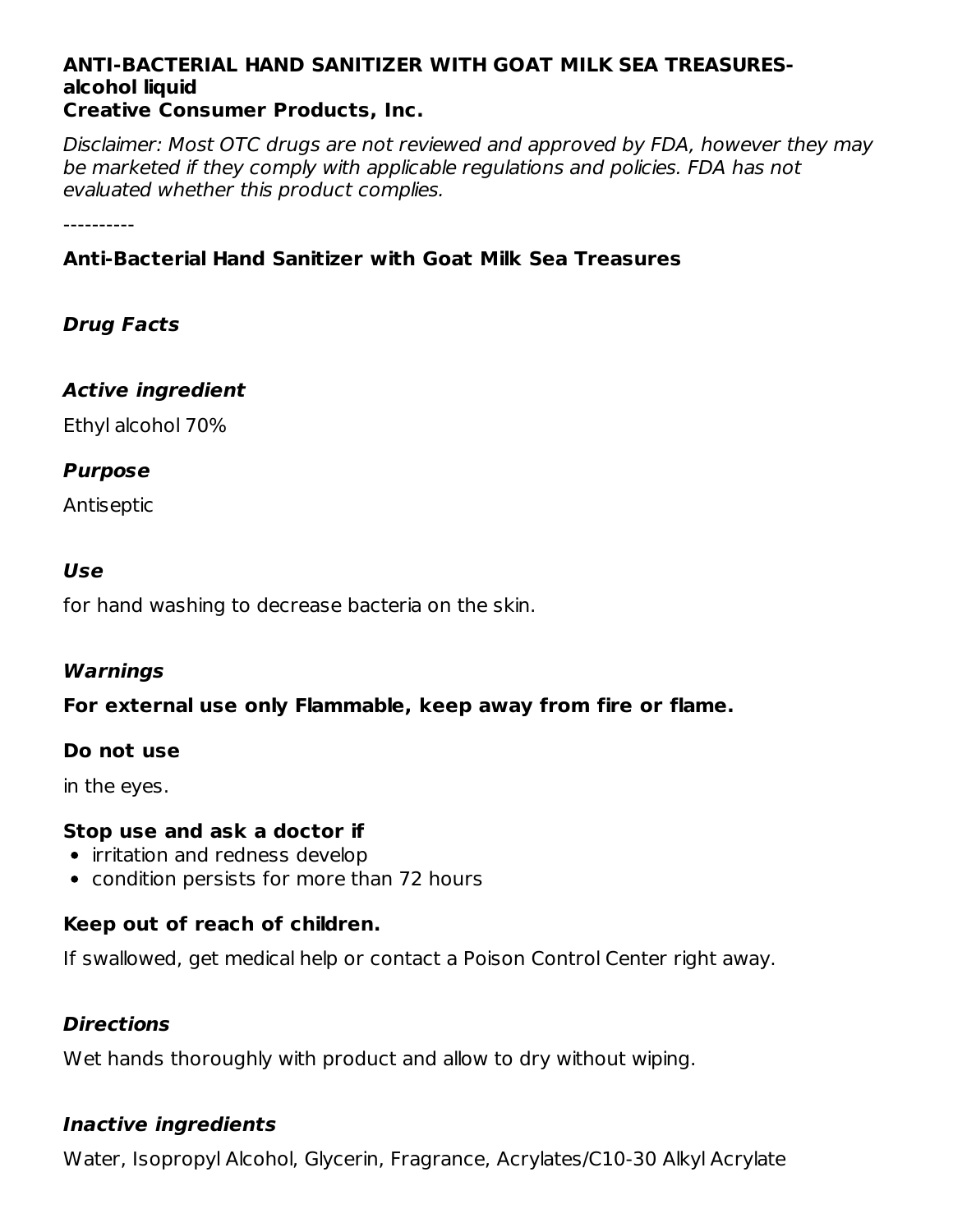# ANTI-BACTERIAL HAND SANITIZER WITH GOAT MILK SEA TREASURES- alcohol liquid

**Creative Consumer Products, Inc.**

*Disclaimer: Most OTC drugs are not reviewed and approved by FDA, however they may be marketed if they comply with applicable regulations and policies. FDA has not evaluated whether this product complies.*

----------

## Anti-Bacterial Hand Sanitizer with Goat Milk Sea Treasures

### *Drug Facts*

### *Active ingredient*

Ethyl alcohol 70%

### *Purpose*

Antiseptic

### *Use*

for hand washing to decrease bacteria on the skin.

### *Warnings*

**For external use only Flammable, keep away from fire or flame.**

**Do not use**

in the eyes.

**Stop use and ask a doctor if**

- irritation and redness develop
- condition persists for more than 72 hours

**Keep out of reach of children.**

If swallowed, get medical help or contact a Poison Control Center right away.

### *Directions*

Wet hands thoroughly with product and allow to dry without wiping.

### *Inactive ingredients*

Water, Isopropyl Alcohol, Glycerin, Fragrance, Acrylates/C10-30 Alkyl Acrylate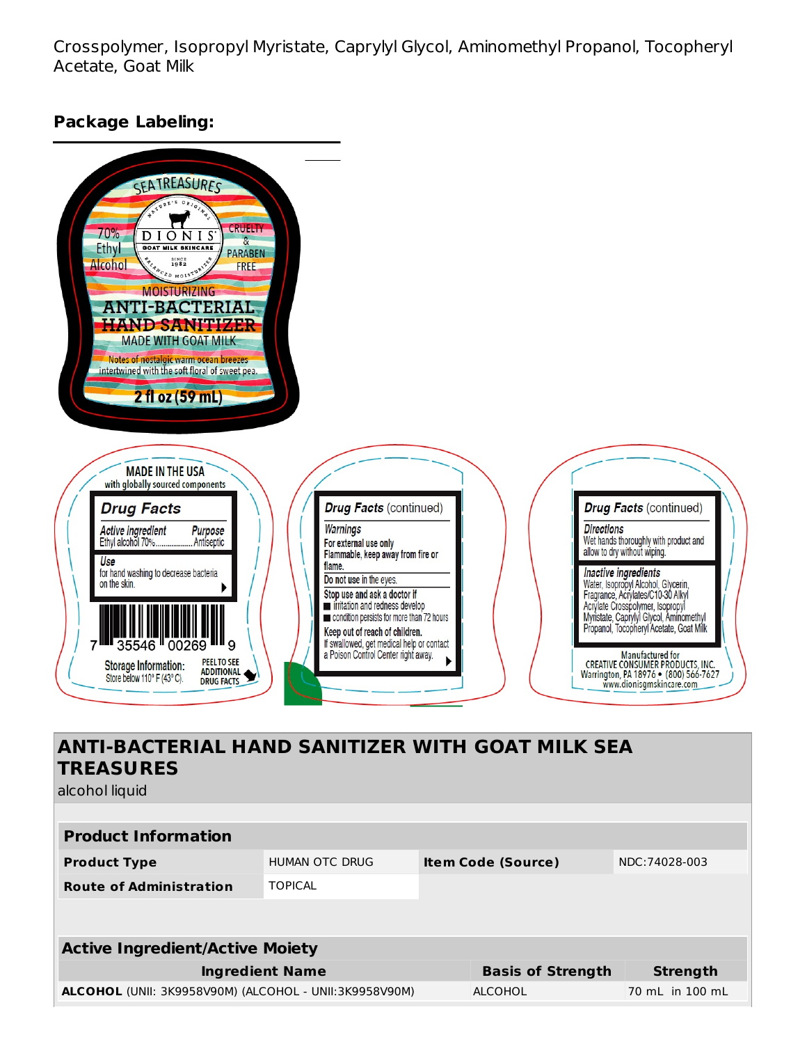Crosspolymer, Isopropyl Myristate, Caprylyl Glycol, Aminomethyl Propanol, Tocopheryl Acetate, Goat Milk

## Package Labeling:

SEA TREASURES

NATURE'S ORIGINAL DIONIS GOAT MILK SKINCARE SINCE 1982 BALANCED MOISTURIZER

70% Ethyl Alcohol

CRUELTY & PARABEN FREE

MOISTURIZING

ANTI-BACTERIAL HAND SANITIZER

MADE WITH GOAT MILK

Notes of nostalgic warm ocean breezes intertwined with the soft floral of sweet pea.

2 fl oz (59 mL)

MADE IN THE USA with globally sourced components

**Drug Facts**

*Active ingredient* Ethyl alcohol 70% ........ *Purpose* Antiseptic

*Use* for hand washing to decrease bacteria on the skin.

7 35546 00269 9

Storage Information: Store below 110° F (43° C).

PEEL TO SEE ADDITIONAL DRUG FACTS

**Drug Facts** (continued)

*Warnings*

For external use only

Flammable, keep away from fire or flame.

Do not use in the eyes.

Stop use and ask a doctor if

- irritation and redness develop
- condition persists for more than 72 hours

Keep out of reach of children.

If swallowed, get medical help or contact a Poison Control Center right away.

**Drug Facts** (continued)

*Directions*

Wet hands thoroughly with product and allow to dry without wiping.

*Inactive ingredients*

Water, Isopropyl Alcohol, Glycerin, Fragrance, Acrylates/C10-30 Alkyl Acrylate Crosspolymer, Isopropyl Myristate, Caprylyl Glycol, Aminomethyl Propanol, Tocopheryl Acetate, Goat Milk

Manufactured for CREATIVE CONSUMER PRODUCTS, INC. Warrington, PA 18976 • (800) 566-7627 www.dionisgmskincare.com

## ANTI-BACTERIAL HAND SANITIZER WITH GOAT MILK SEA TREASURES

alcohol liquid

| Product Information | | | |
|---|---|---|---|
| **Product Type** | HUMAN OTC DRUG | **Item Code (Source)** | NDC:74028-003 |
| **Route of Administration** | TOPICAL | | |

| Active Ingredient/Active Moiety | | |
|---|---|---|
| **Ingredient Name** | **Basis of Strength** | **Strength** |
| **ALCOHOL** (UNII: 3K9958V90M) (ALCOHOL - UNII:3K9958V90M) | ALCOHOL | 70 mL in 100 mL |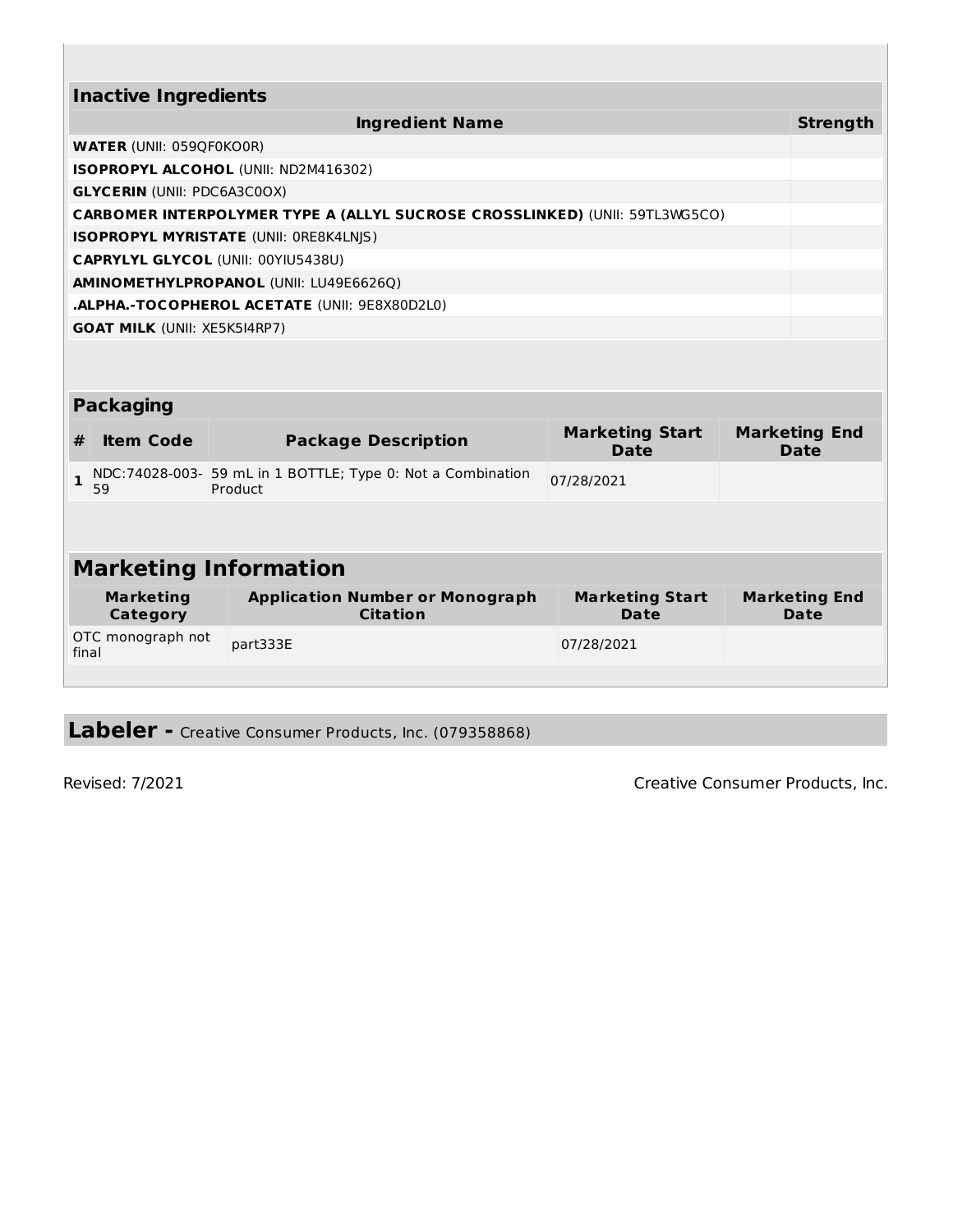## Inactive Ingredients

| Ingredient Name | Strength |
| --- | --- |
| **WATER** (UNII: 059QF0KO0R) | |
| **ISOPROPYL ALCOHOL** (UNII: ND2M416302) | |
| **GLYCERIN** (UNII: PDC6A3C0OX) | |
| **CARBOMER INTERPOLYMER TYPE A (ALLYL SUCROSE CROSSLINKED)** (UNII: 59TL3WG5CO) | |
| **ISOPROPYL MYRISTATE** (UNII: 0RE8K4LNJS) | |
| **CAPRYLYL GLYCOL** (UNII: 00YIU5438U) | |
| **AMINOMETHYLPROPANOL** (UNII: LU49E6626Q) | |
| **.ALPHA.-TOCOPHEROL ACETATE** (UNII: 9E8X80D2L0) | |
| **GOAT MILK** (UNII: XE5K5I4RP7) | |

## Packaging

| # | Item Code | Package Description | Marketing Start Date | Marketing End Date |
| --- | --- | --- | --- | --- |
| 1 | NDC:74028-003-59 | 59 mL in 1 BOTTLE; Type 0: Not a Combination Product | 07/28/2021 | |

## Marketing Information

| Marketing Category | Application Number or Monograph Citation | Marketing Start Date | Marketing End Date |
| --- | --- | --- | --- |
| OTC monograph not final | part333E | 07/28/2021 | |

## Labeler - Creative Consumer Products, Inc. (079358868)

Revised: 7/2021

Creative Consumer Products, Inc.